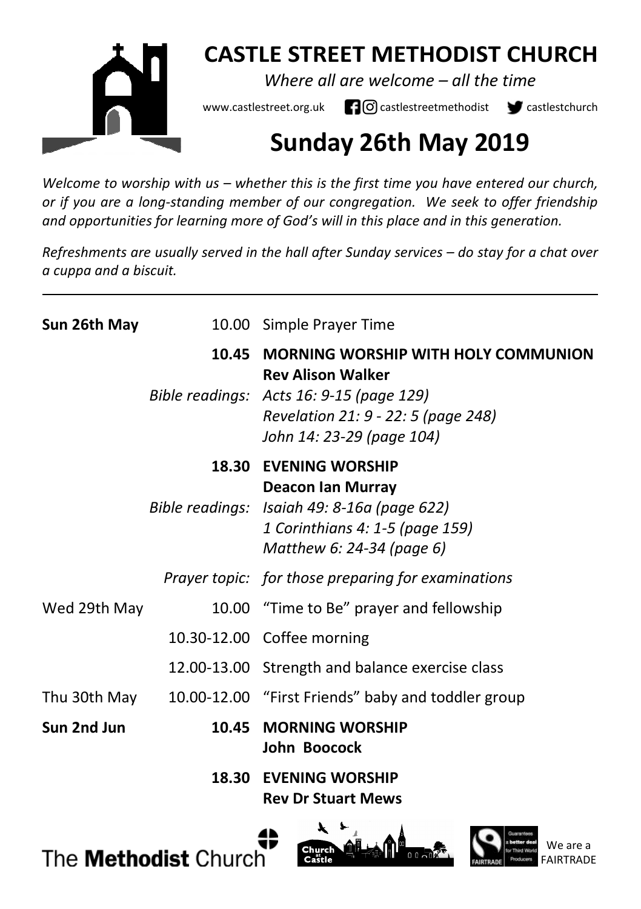# CASTLE STREET METHODIST CHURCH

*Where all are welcome – all the time*

www.castlestreet.org.uk castlestreetmethodist castlestchurch

# Sunday 26th May 2019

*Welcome to worship with us – whether this is the first time you have entered our church, or if you are a long-standing member of our congregation. We seek to offer friendship and opportunities for learning more of God's will in this place and in this generation.*

*Refreshments are usually served in the hall after Sunday services – do stay for a chat over a cuppa and a biscuit.*

---

| | | |
|---|---|---|
| **Sun 26th May** | 10.00 | Simple Prayer Time |
| | **10.45** | **MORNING WORSHIP WITH HOLY COMMUNION** **Rev Alison Walker** |
| | *Bible readings:* | *Acts 16: 9-15 (page 129)* *Revelation 21: 9 - 22: 5 (page 248)* *John 14: 23-29 (page 104)* |
| | **18.30** | **EVENING WORSHIP** **Deacon Ian Murray** |
| | *Bible readings:* | *Isaiah 49: 8-16a (page 622)* *1 Corinthians 4: 1-5 (page 159)* *Matthew 6: 24-34 (page 6)* |
| | *Prayer topic:* | *for those preparing for examinations* |
| Wed 29th May | 10.00 | "Time to Be" prayer and fellowship |
| | 10.30-12.00 | Coffee morning |
| | 12.00-13.00 | Strength and balance exercise class |
| Thu 30th May | 10.00-12.00 | "First Friends" baby and toddler group |
| **Sun 2nd Jun** | **10.45** | **MORNING WORSHIP** **John Boocock** |
| | **18.30** | **EVENING WORSHIP** **Rev Dr Stuart Mews** |

The **Methodist** Church

We are a FAIRTRADE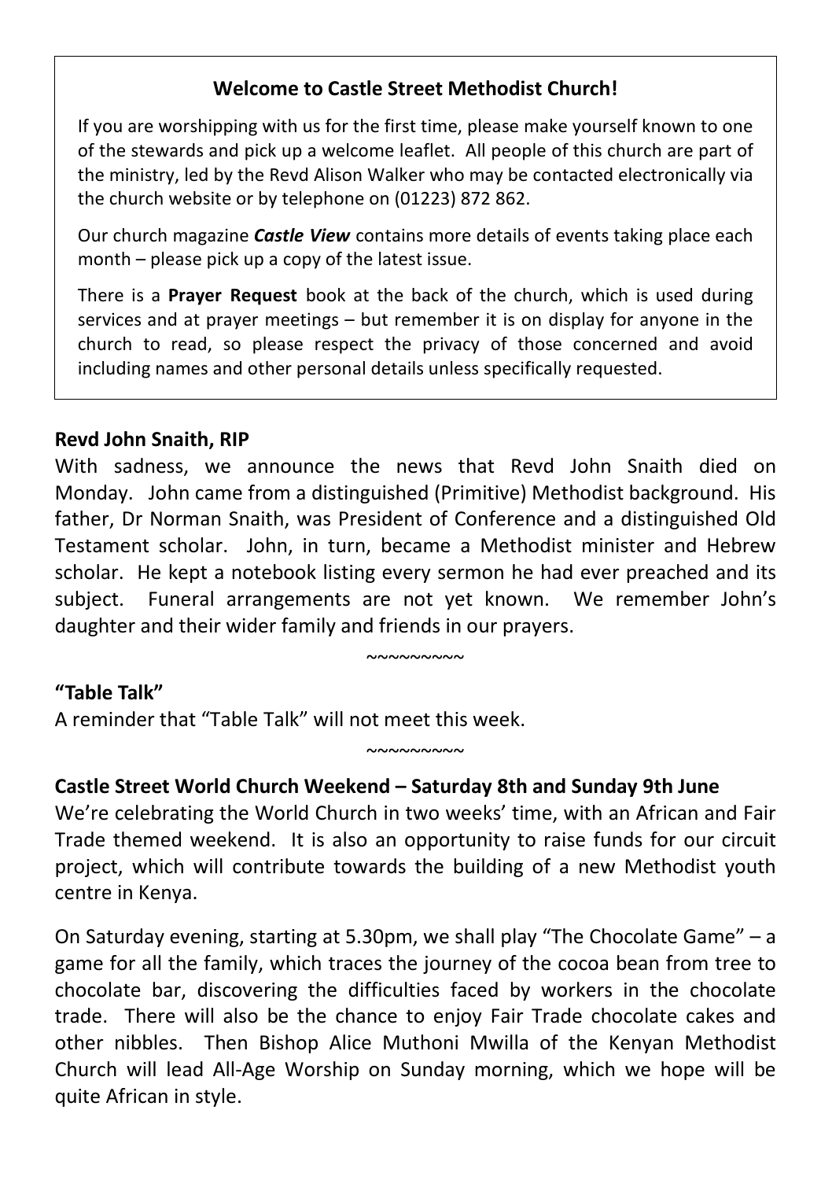**Welcome to Castle Street Methodist Church!**

If you are worshipping with us for the first time, please make yourself known to one of the stewards and pick up a welcome leaflet. All people of this church are part of the ministry, led by the Revd Alison Walker who may be contacted electronically via the church website or by telephone on (01223) 872 862.

Our church magazine ***Castle View*** contains more details of events taking place each month – please pick up a copy of the latest issue.

There is a **Prayer Request** book at the back of the church, which is used during services and at prayer meetings – but remember it is on display for anyone in the church to read, so please respect the privacy of those concerned and avoid including names and other personal details unless specifically requested.

**Revd John Snaith, RIP**

With sadness, we announce the news that Revd John Snaith died on Monday. John came from a distinguished (Primitive) Methodist background. His father, Dr Norman Snaith, was President of Conference and a distinguished Old Testament scholar. John, in turn, became a Methodist minister and Hebrew scholar. He kept a notebook listing every sermon he had ever preached and its subject. Funeral arrangements are not yet known. We remember John's daughter and their wider family and friends in our prayers.

~~~~~~~~~

**"Table Talk"**

A reminder that "Table Talk" will not meet this week.

~~~~~~~~~

**Castle Street World Church Weekend – Saturday 8th and Sunday 9th June**

We're celebrating the World Church in two weeks' time, with an African and Fair Trade themed weekend. It is also an opportunity to raise funds for our circuit project, which will contribute towards the building of a new Methodist youth centre in Kenya.

On Saturday evening, starting at 5.30pm, we shall play "The Chocolate Game" – a game for all the family, which traces the journey of the cocoa bean from tree to chocolate bar, discovering the difficulties faced by workers in the chocolate trade. There will also be the chance to enjoy Fair Trade chocolate cakes and other nibbles. Then Bishop Alice Muthoni Mwilla of the Kenyan Methodist Church will lead All-Age Worship on Sunday morning, which we hope will be quite African in style.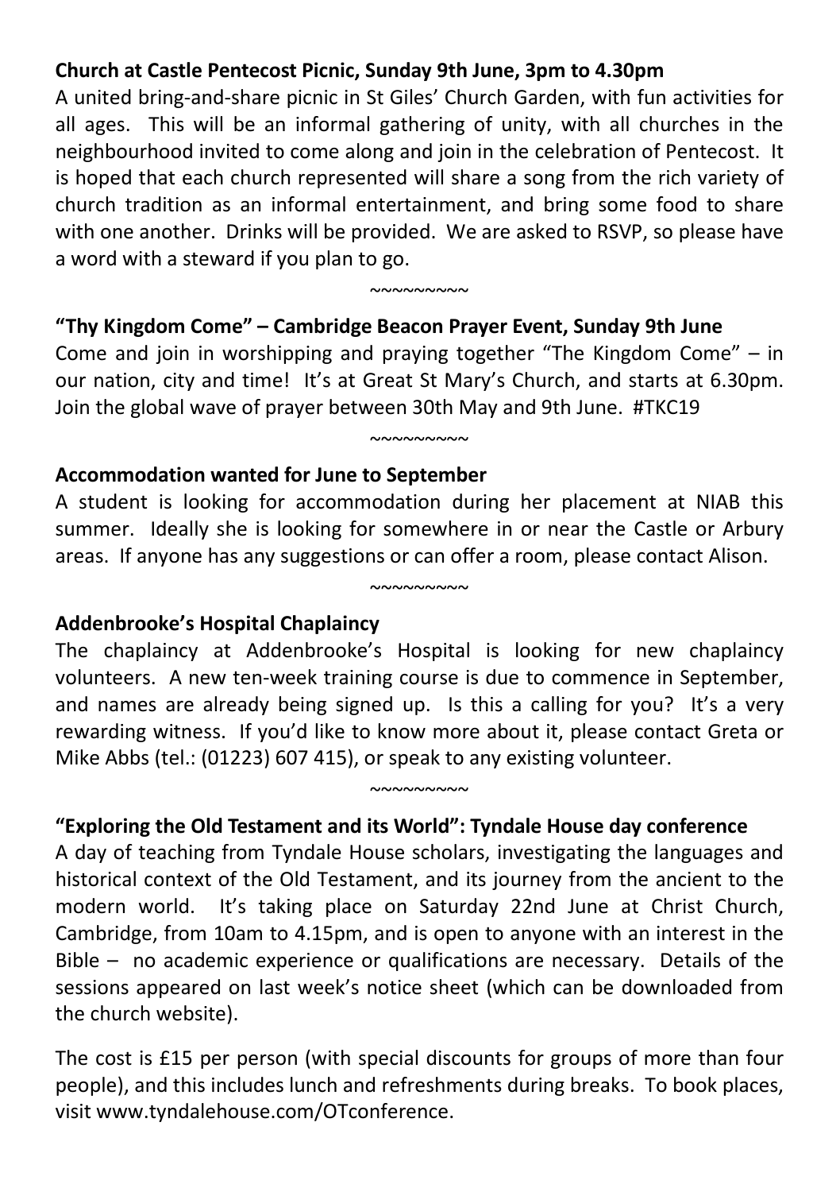**Church at Castle Pentecost Picnic, Sunday 9th June, 3pm to 4.30pm**

A united bring-and-share picnic in St Giles' Church Garden, with fun activities for all ages. This will be an informal gathering of unity, with all churches in the neighbourhood invited to come along and join in the celebration of Pentecost. It is hoped that each church represented will share a song from the rich variety of church tradition as an informal entertainment, and bring some food to share with one another. Drinks will be provided. We are asked to RSVP, so please have a word with a steward if you plan to go.

~~~~~~~~~

**"Thy Kingdom Come" – Cambridge Beacon Prayer Event, Sunday 9th June**

Come and join in worshipping and praying together "The Kingdom Come" – in our nation, city and time! It's at Great St Mary's Church, and starts at 6.30pm. Join the global wave of prayer between 30th May and 9th June. #TKC19

~~~~~~~~~

**Accommodation wanted for June to September**

A student is looking for accommodation during her placement at NIAB this summer. Ideally she is looking for somewhere in or near the Castle or Arbury areas. If anyone has any suggestions or can offer a room, please contact Alison.

~~~~~~~~~

**Addenbrooke's Hospital Chaplaincy**

The chaplaincy at Addenbrooke's Hospital is looking for new chaplaincy volunteers. A new ten-week training course is due to commence in September, and names are already being signed up. Is this a calling for you? It's a very rewarding witness. If you'd like to know more about it, please contact Greta or Mike Abbs (tel.: (01223) 607 415), or speak to any existing volunteer.

~~~~~~~~~

**"Exploring the Old Testament and its World": Tyndale House day conference**

A day of teaching from Tyndale House scholars, investigating the languages and historical context of the Old Testament, and its journey from the ancient to the modern world. It's taking place on Saturday 22nd June at Christ Church, Cambridge, from 10am to 4.15pm, and is open to anyone with an interest in the Bible – no academic experience or qualifications are necessary. Details of the sessions appeared on last week's notice sheet (which can be downloaded from the church website).

The cost is £15 per person (with special discounts for groups of more than four people), and this includes lunch and refreshments during breaks. To book places, visit www.tyndalehouse.com/OTconference.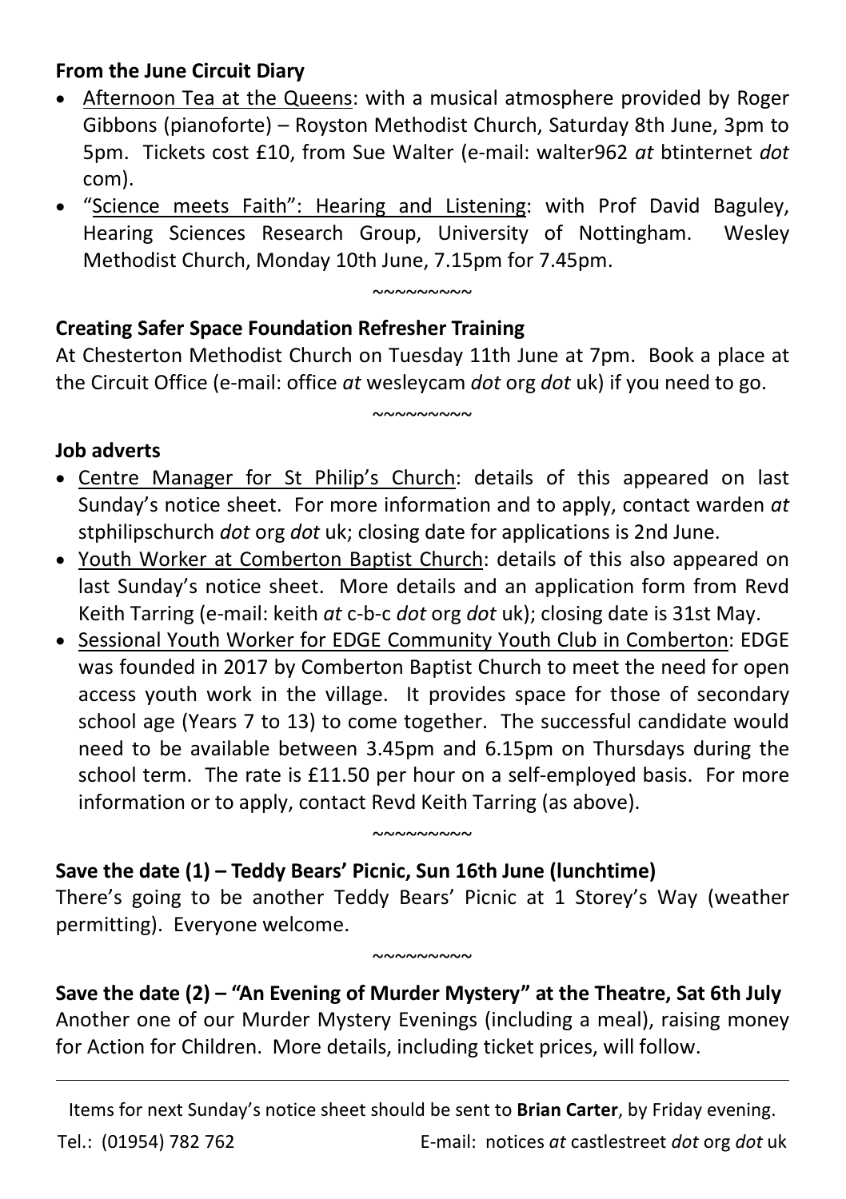**From the June Circuit Diary**

- Afternoon Tea at the Queens: with a musical atmosphere provided by Roger Gibbons (pianoforte) – Royston Methodist Church, Saturday 8th June, 3pm to 5pm. Tickets cost £10, from Sue Walter (e-mail: walter962 *at* btinternet *dot* com).
- "Science meets Faith": Hearing and Listening: with Prof David Baguley, Hearing Sciences Research Group, University of Nottingham. Wesley Methodist Church, Monday 10th June, 7.15pm for 7.45pm.

~~~~~~~~~

**Creating Safer Space Foundation Refresher Training**

At Chesterton Methodist Church on Tuesday 11th June at 7pm. Book a place at the Circuit Office (e-mail: office *at* wesleycam *dot* org *dot* uk) if you need to go.

~~~~~~~~~

**Job adverts**

- Centre Manager for St Philip's Church: details of this appeared on last Sunday's notice sheet. For more information and to apply, contact warden *at* stphilipschurch *dot* org *dot* uk; closing date for applications is 2nd June.
- Youth Worker at Comberton Baptist Church: details of this also appeared on last Sunday's notice sheet. More details and an application form from Revd Keith Tarring (e-mail: keith *at* c-b-c *dot* org *dot* uk); closing date is 31st May.
- Sessional Youth Worker for EDGE Community Youth Club in Comberton: EDGE was founded in 2017 by Comberton Baptist Church to meet the need for open access youth work in the village. It provides space for those of secondary school age (Years 7 to 13) to come together. The successful candidate would need to be available between 3.45pm and 6.15pm on Thursdays during the school term. The rate is £11.50 per hour on a self-employed basis. For more information or to apply, contact Revd Keith Tarring (as above).

~~~~~~~~~

**Save the date (1) – Teddy Bears' Picnic, Sun 16th June (lunchtime)**

There's going to be another Teddy Bears' Picnic at 1 Storey's Way (weather permitting). Everyone welcome.

~~~~~~~~~

**Save the date (2) – "An Evening of Murder Mystery" at the Theatre, Sat 6th July**

Another one of our Murder Mystery Evenings (including a meal), raising money for Action for Children. More details, including ticket prices, will follow.

---

Items for next Sunday's notice sheet should be sent to **Brian Carter**, by Friday evening.

Tel.: (01954) 782 762 E-mail: notices *at* castlestreet *dot* org *dot* uk